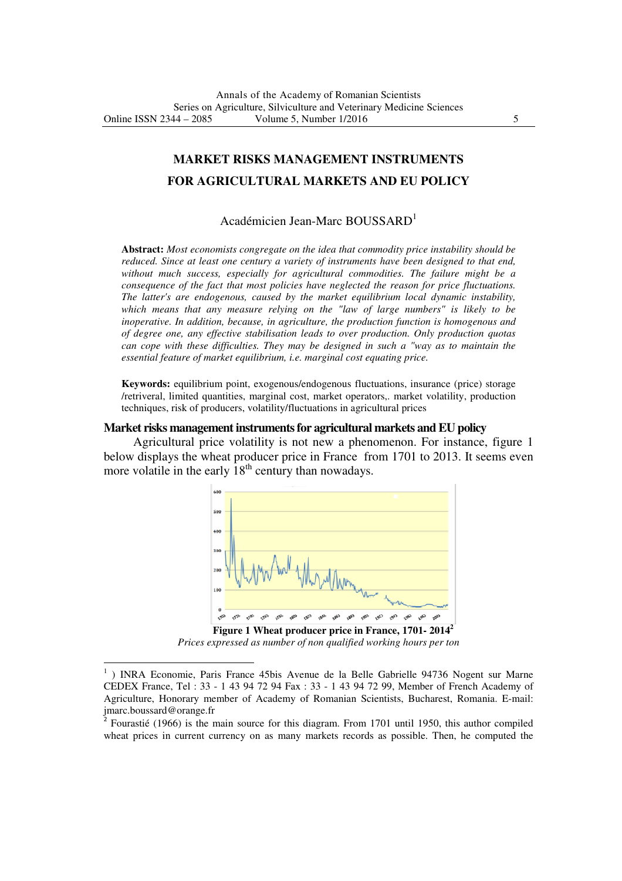# MARKET RISKS MANAGEMENT INSTRUMENTS FOR AGRICULTURAL MARKETS AND EU POLICY

Académicien Jean-Marc BOUSSARD[1]

**Abstract:** *Most economists congregate on the idea that commodity price instability should be reduced. Since at least one century a variety of instruments have been designed to that end, without much success, especially for agricultural commodities. The failure might be a consequence of the fact that most policies have neglected the reason for price fluctuations. The latter's are endogenous, caused by the market equilibrium local dynamic instability, which means that any measure relying on the "law of large numbers" is likely to be inoperative. In addition, because, in agriculture, the production function is homogenous and of degree one, any effective stabilisation leads to over production. Only production quotas can cope with these difficulties. They may be designed in such a "way as to maintain the essential feature of market equilibrium, i.e. marginal cost equating price.*

**Keywords:** equilibrium point, exogenous/endogenous fluctuations, insurance (price) storage /retriveral, limited quantities, marginal cost, market operators,. market volatility, production techniques, risk of producers, volatility/fluctuations in agricultural prices

## Market risks management instruments for agricultural markets and EU policy

Agricultural price volatility is not new a phenomenon. For instance, figure 1 below displays the wheat producer price in France from 1701 to 2013. It seems even more volatile in the early 18$^{th}$ century than nowadays.

**Figure 1 Wheat producer price in France, 1701- 2014**[2]

*Prices expressed as number of non qualified working hours per ton*

---

[1] ) INRA Economie, Paris France 45bis Avenue de la Belle Gabrielle 94736 Nogent sur Marne CEDEX France, Tel : 33 - 1 43 94 72 94 Fax : 33 - 1 43 94 72 99, Member of French Academy of Agriculture, Honorary member of Academy of Romanian Scientists, Bucharest, Romania. E-mail: jmarc.boussard@orange.fr

[2] Fourastié (1966) is the main source for this diagram. From 1701 until 1950, this author compiled wheat prices in current currency on as many markets records as possible. Then, he computed the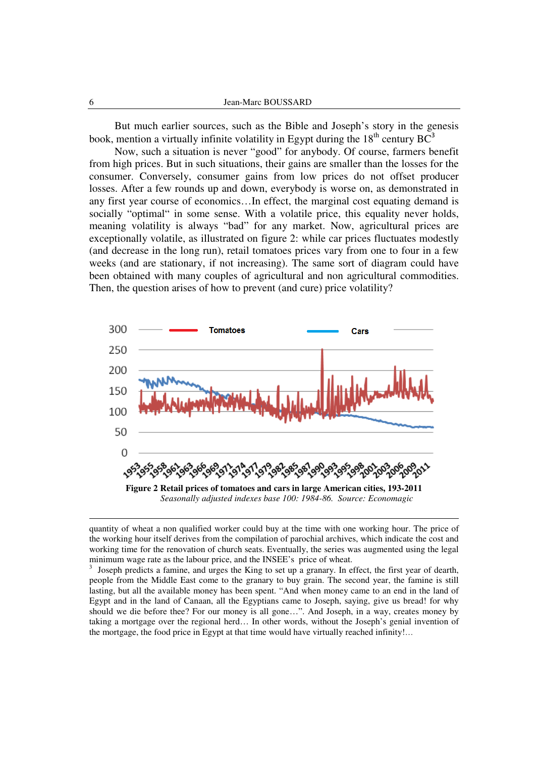But much earlier sources, such as the Bible and Joseph's story in the genesis book, mention a virtually infinite volatility in Egypt during the 18th century BC[3]

Now, such a situation is never "good" for anybody. Of course, farmers benefit from high prices. But in such situations, their gains are smaller than the losses for the consumer. Conversely, consumer gains from low prices do not offset producer losses. After a few rounds up and down, everybody is worse on, as demonstrated in any first year course of economics…In effect, the marginal cost equating demand is socially "optimal" in some sense. With a volatile price, this equality never holds, meaning volatility is always "bad" for any market. Now, agricultural prices are exceptionally volatile, as illustrated on figure 2: while car prices fluctuates modestly (and decrease in the long run), retail tomatoes prices vary from one to four in a few weeks (and are stationary, if not increasing). The same sort of diagram could have been obtained with many couples of agricultural and non agricultural commodities. Then, the question arises of how to prevent (and cure) price volatility?

**Figure 2 Retail prices of tomatoes and cars in large American cities, 193-2011**

*Seasonally adjusted indexes base 100: 1984-86. Source: Economagic*

---

quantity of wheat a non qualified worker could buy at the time with one working hour. The price of the working hour itself derives from the compilation of parochial archives, which indicate the cost and working time for the renovation of church seats. Eventually, the series was augmented using the legal minimum wage rate as the labour price, and the INSEE's price of wheat.

[3] Joseph predicts a famine, and urges the King to set up a granary. In effect, the first year of dearth, people from the Middle East come to the granary to buy grain. The second year, the famine is still lasting, but all the available money has been spent. "And when money came to an end in the land of Egypt and in the land of Canaan, all the Egyptians came to Joseph, saying, give us bread! for why should we die before thee? For our money is all gone…". And Joseph, in a way, creates money by taking a mortgage over the regional herd… In other words, without the Joseph's genial invention of the mortgage, the food price in Egypt at that time would have virtually reached infinity!…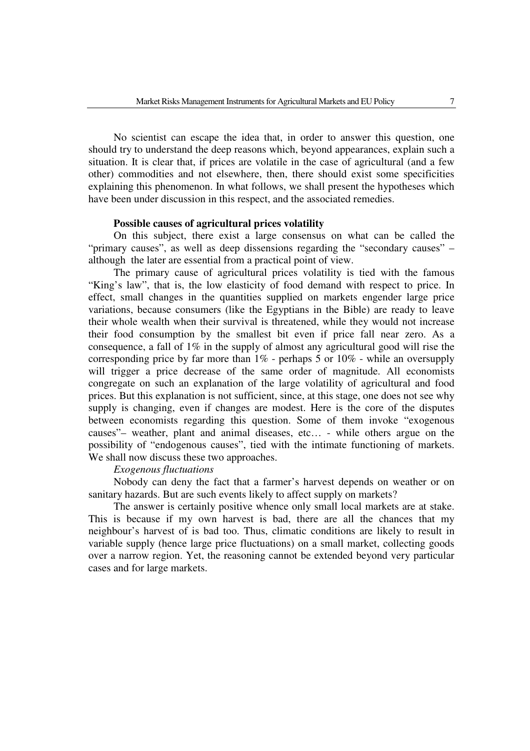No scientist can escape the idea that, in order to answer this question, one should try to understand the deep reasons which, beyond appearances, explain such a situation. It is clear that, if prices are volatile in the case of agricultural (and a few other) commodities and not elsewhere, then, there should exist some specificities explaining this phenomenon. In what follows, we shall present the hypotheses which have been under discussion in this respect, and the associated remedies.

**Possible causes of agricultural prices volatility**

On this subject, there exist a large consensus on what can be called the "primary causes", as well as deep dissensions regarding the "secondary causes" – although the later are essential from a practical point of view.

The primary cause of agricultural prices volatility is tied with the famous "King's law", that is, the low elasticity of food demand with respect to price. In effect, small changes in the quantities supplied on markets engender large price variations, because consumers (like the Egyptians in the Bible) are ready to leave their whole wealth when their survival is threatened, while they would not increase their food consumption by the smallest bit even if price fall near zero. As a consequence, a fall of 1% in the supply of almost any agricultural good will rise the corresponding price by far more than 1% - perhaps 5 or 10% - while an oversupply will trigger a price decrease of the same order of magnitude. All economists congregate on such an explanation of the large volatility of agricultural and food prices. But this explanation is not sufficient, since, at this stage, one does not see why supply is changing, even if changes are modest. Here is the core of the disputes between economists regarding this question. Some of them invoke "exogenous causes"– weather, plant and animal diseases, etc… - while others argue on the possibility of "endogenous causes", tied with the intimate functioning of markets. We shall now discuss these two approaches.

*Exogenous fluctuations*

Nobody can deny the fact that a farmer's harvest depends on weather or on sanitary hazards. But are such events likely to affect supply on markets?

The answer is certainly positive whence only small local markets are at stake. This is because if my own harvest is bad, there are all the chances that my neighbour's harvest of is bad too. Thus, climatic conditions are likely to result in variable supply (hence large price fluctuations) on a small market, collecting goods over a narrow region. Yet, the reasoning cannot be extended beyond very particular cases and for large markets.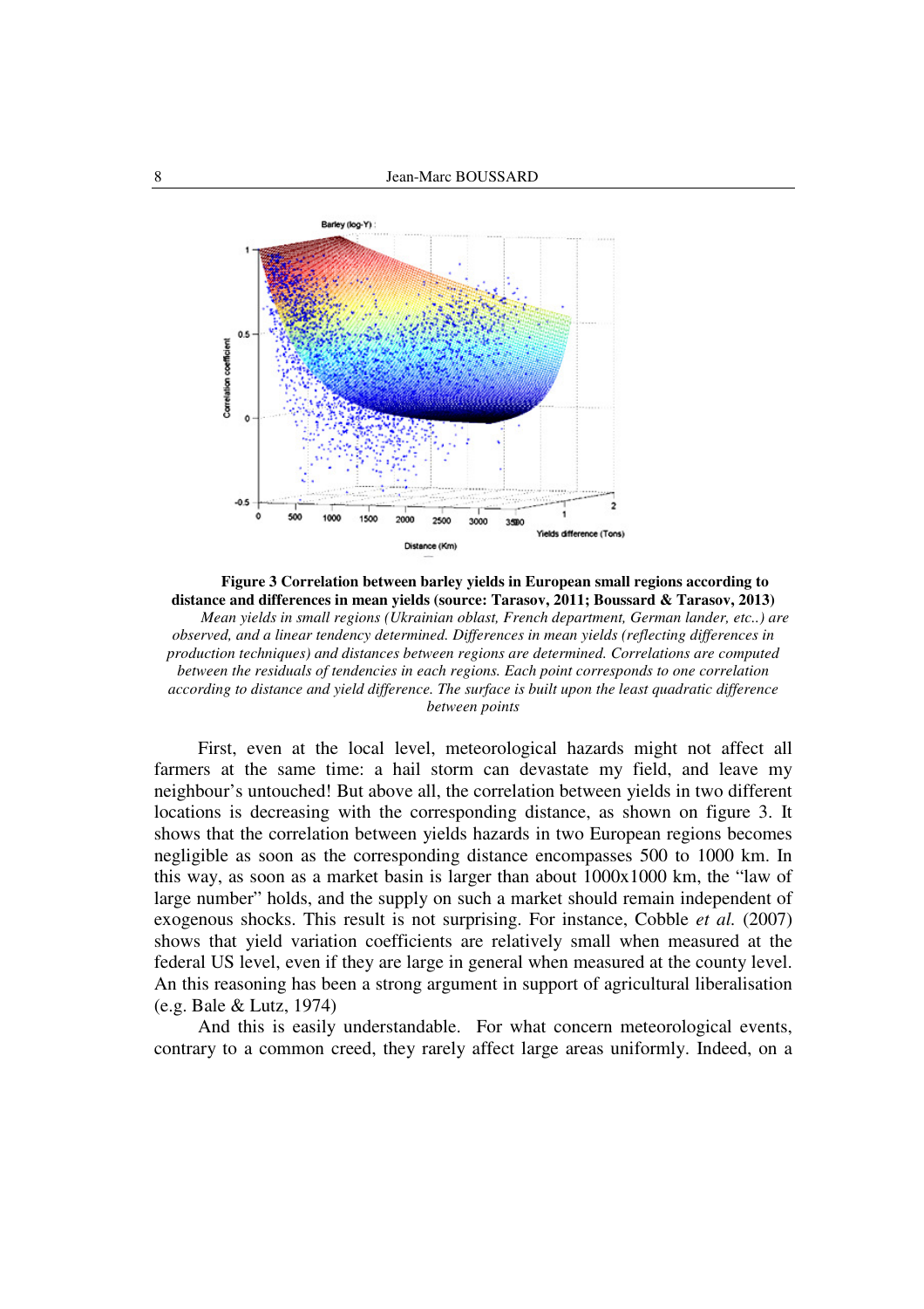**Figure 3 Correlation between barley yields in European small regions according to distance and differences in mean yields (source: Tarasov, 2011; Boussard & Tarasov, 2013)**

*Mean yields in small regions (Ukrainian oblast, French department, German lander, etc..) are observed, and a linear tendency determined. Differences in mean yields (reflecting differences in production techniques) and distances between regions are determined. Correlations are computed between the residuals of tendencies in each regions. Each point corresponds to one correlation according to distance and yield difference. The surface is built upon the least quadratic difference between points*

First, even at the local level, meteorological hazards might not affect all farmers at the same time: a hail storm can devastate my field, and leave my neighbour's untouched! But above all, the correlation between yields in two different locations is decreasing with the corresponding distance, as shown on figure 3. It shows that the correlation between yields hazards in two European regions becomes negligible as soon as the corresponding distance encompasses 500 to 1000 km. In this way, as soon as a market basin is larger than about 1000x1000 km, the "law of large number" holds, and the supply on such a market should remain independent of exogenous shocks. This result is not surprising. For instance, Cobble *et al.* (2007) shows that yield variation coefficients are relatively small when measured at the federal US level, even if they are large in general when measured at the county level. An this reasoning has been a strong argument in support of agricultural liberalisation (e.g. Bale & Lutz, 1974)

And this is easily understandable. For what concern meteorological events, contrary to a common creed, they rarely affect large areas uniformly. Indeed, on a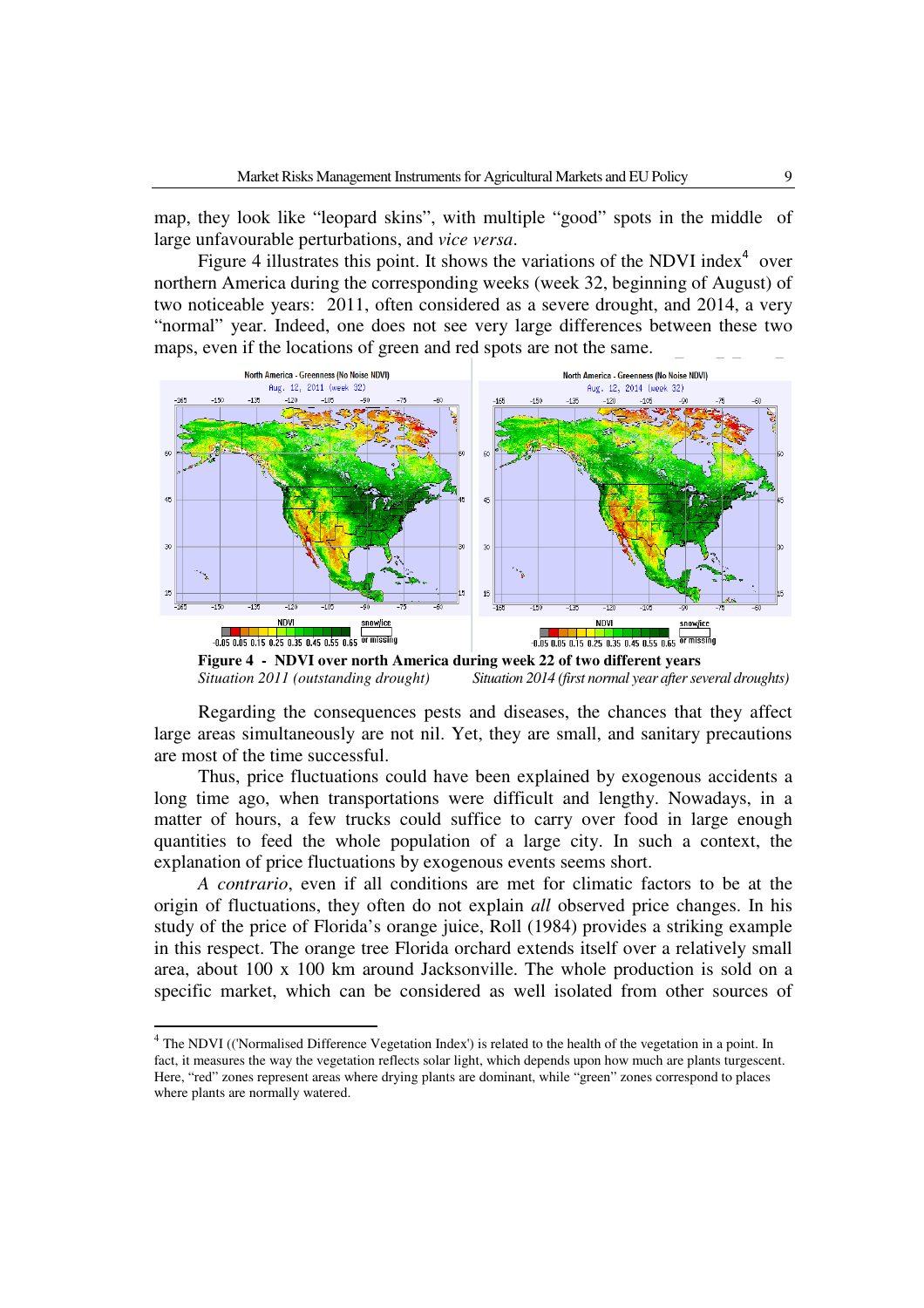map, they look like "leopard skins", with multiple "good" spots in the middle of large unfavourable perturbations, and *vice versa*.

Figure 4 illustrates this point. It shows the variations of the NDVI index[4] over northern America during the corresponding weeks (week 32, beginning of August) of two noticeable years: 2011, often considered as a severe drought, and 2014, a very "normal" year. Indeed, one does not see very large differences between these two maps, even if the locations of green and red spots are not the same.

**Figure 4 - NDVI over north America during week 22 of two different years**

*Situation 2011 (outstanding drought)* *Situation 2014 (first normal year after several droughts)*

Regarding the consequences pests and diseases, the chances that they affect large areas simultaneously are not nil. Yet, they are small, and sanitary precautions are most of the time successful.

Thus, price fluctuations could have been explained by exogenous accidents a long time ago, when transportations were difficult and lengthy. Nowadays, in a matter of hours, a few trucks could suffice to carry over food in large enough quantities to feed the whole population of a large city. In such a context, the explanation of price fluctuations by exogenous events seems short.

*A contrario*, even if all conditions are met for climatic factors to be at the origin of fluctuations, they often do not explain *all* observed price changes. In his study of the price of Florida's orange juice, Roll (1984) provides a striking example in this respect. The orange tree Florida orchard extends itself over a relatively small area, about 100 x 100 km around Jacksonville. The whole production is sold on a specific market, which can be considered as well isolated from other sources of

[4] The NDVI (('Normalised Difference Vegetation Index') is related to the health of the vegetation in a point. In fact, it measures the way the vegetation reflects solar light, which depends upon how much are plants turgescent. Here, "red" zones represent areas where drying plants are dominant, while "green" zones correspond to places where plants are normally watered.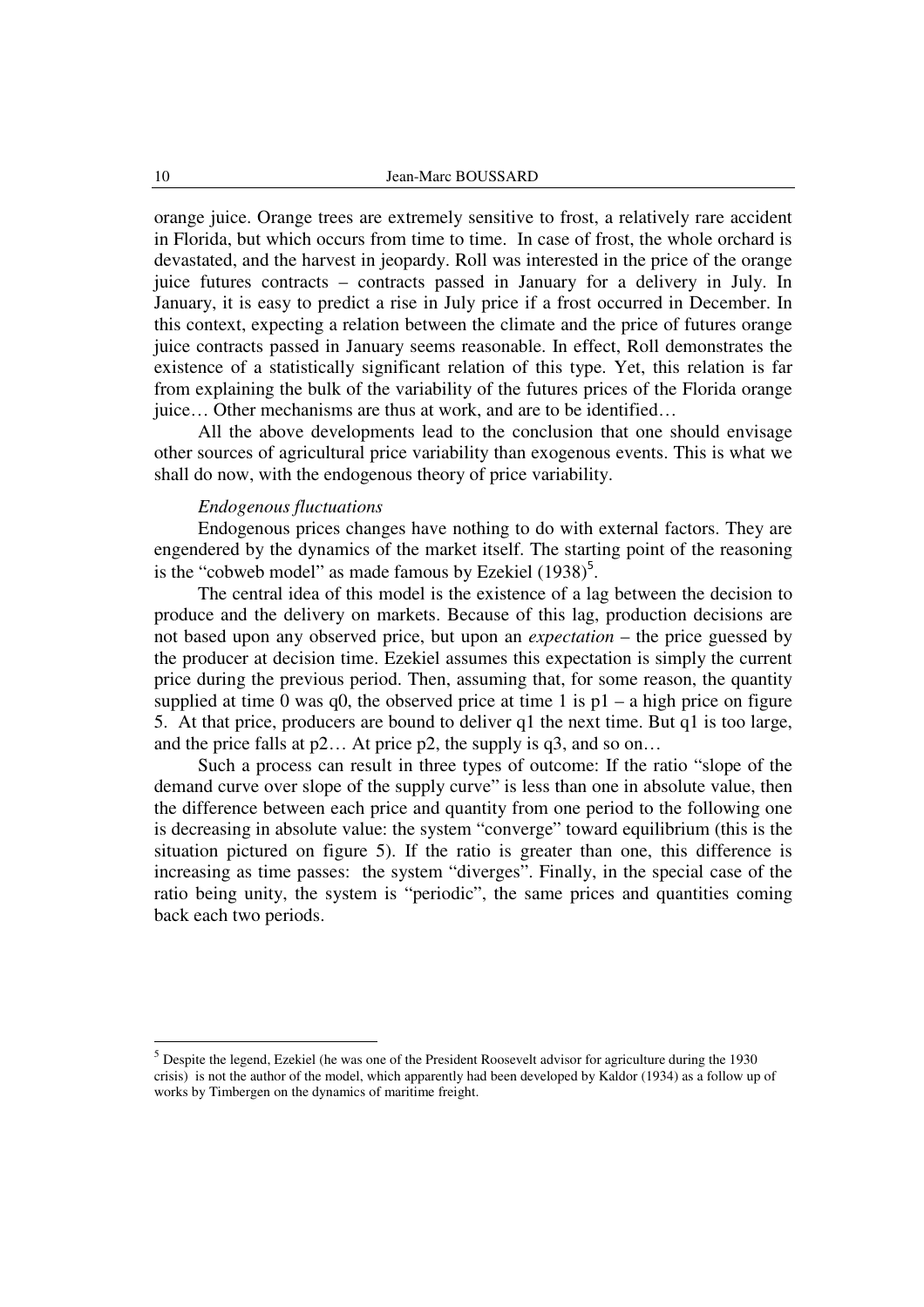orange juice. Orange trees are extremely sensitive to frost, a relatively rare accident in Florida, but which occurs from time to time. In case of frost, the whole orchard is devastated, and the harvest in jeopardy. Roll was interested in the price of the orange juice futures contracts – contracts passed in January for a delivery in July. In January, it is easy to predict a rise in July price if a frost occurred in December. In this context, expecting a relation between the climate and the price of futures orange juice contracts passed in January seems reasonable. In effect, Roll demonstrates the existence of a statistically significant relation of this type. Yet, this relation is far from explaining the bulk of the variability of the futures prices of the Florida orange juice… Other mechanisms are thus at work, and are to be identified…

All the above developments lead to the conclusion that one should envisage other sources of agricultural price variability than exogenous events. This is what we shall do now, with the endogenous theory of price variability.

*Endogenous fluctuations*

Endogenous prices changes have nothing to do with external factors. They are engendered by the dynamics of the market itself. The starting point of the reasoning is the "cobweb model" as made famous by Ezekiel (1938)[5].

The central idea of this model is the existence of a lag between the decision to produce and the delivery on markets. Because of this lag, production decisions are not based upon any observed price, but upon an *expectation* – the price guessed by the producer at decision time. Ezekiel assumes this expectation is simply the current price during the previous period. Then, assuming that, for some reason, the quantity supplied at time 0 was q0, the observed price at time 1 is p1 – a high price on figure 5. At that price, producers are bound to deliver q1 the next time. But q1 is too large, and the price falls at p2… At price p2, the supply is q3, and so on…

Such a process can result in three types of outcome: If the ratio "slope of the demand curve over slope of the supply curve" is less than one in absolute value, then the difference between each price and quantity from one period to the following one is decreasing in absolute value: the system "converge" toward equilibrium (this is the situation pictured on figure 5). If the ratio is greater than one, this difference is increasing as time passes: the system "diverges". Finally, in the special case of the ratio being unity, the system is "periodic", the same prices and quantities coming back each two periods.

---

[5] Despite the legend, Ezekiel (he was one of the President Roosevelt advisor for agriculture during the 1930 crisis) is not the author of the model, which apparently had been developed by Kaldor (1934) as a follow up of works by Timbergen on the dynamics of maritime freight.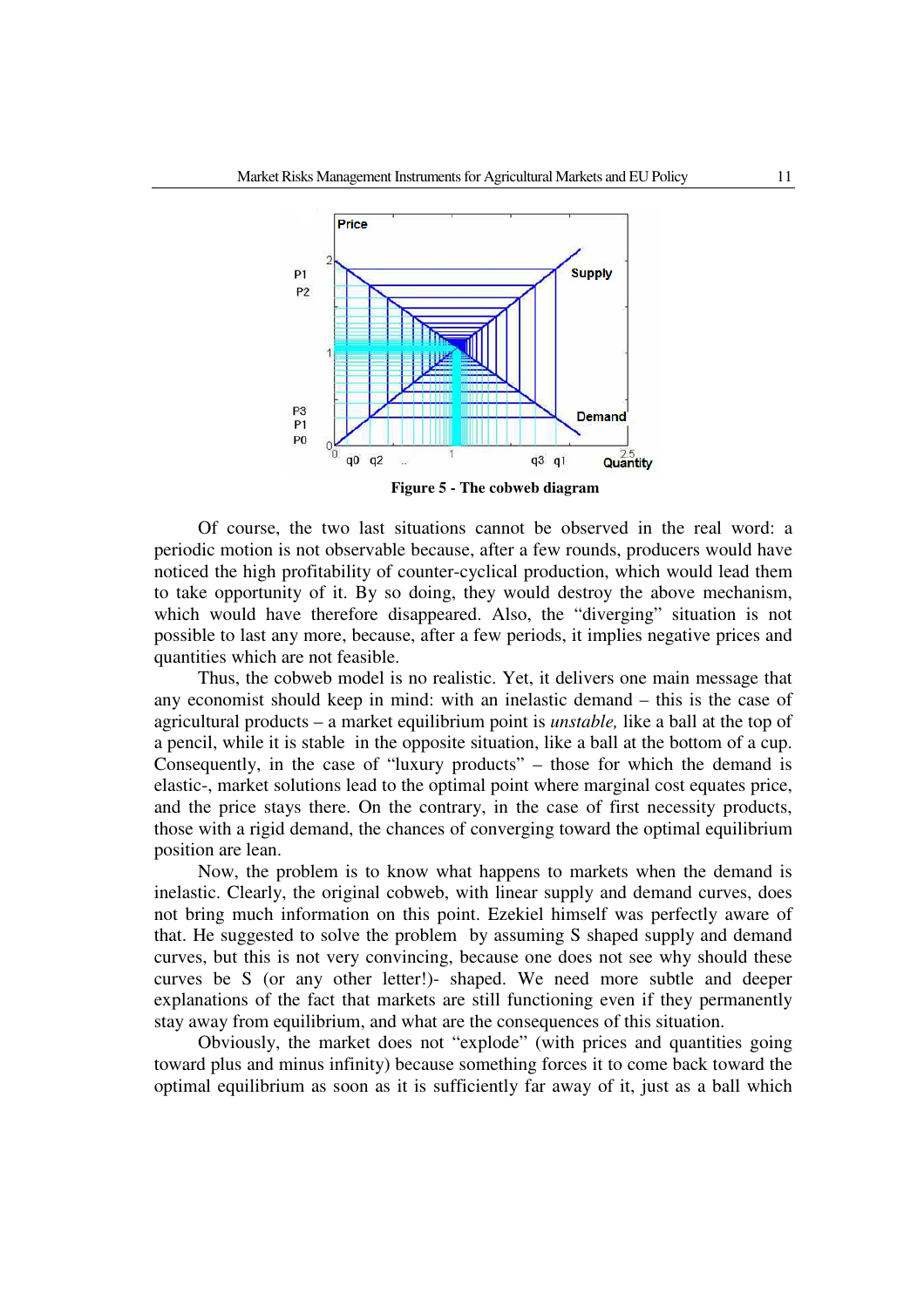Figure 5 - The cobweb diagram

Of course, the two last situations cannot be observed in the real word: a periodic motion is not observable because, after a few rounds, producers would have noticed the high profitability of counter-cyclical production, which would lead them to take opportunity of it. By so doing, they would destroy the above mechanism, which would have therefore disappeared. Also, the “diverging” situation is not possible to last any more, because, after a few periods, it implies negative prices and quantities which are not feasible.

Thus, the cobweb model is no realistic. Yet, it delivers one main message that any economist should keep in mind: with an inelastic demand – this is the case of agricultural products – a market equilibrium point is *unstable,* like a ball at the top of a pencil, while it is stable in the opposite situation, like a ball at the bottom of a cup. Consequently, in the case of “luxury products” – those for which the demand is elastic-, market solutions lead to the optimal point where marginal cost equates price, and the price stays there. On the contrary, in the case of first necessity products, those with a rigid demand, the chances of converging toward the optimal equilibrium position are lean.

Now, the problem is to know what happens to markets when the demand is inelastic. Clearly, the original cobweb, with linear supply and demand curves, does not bring much information on this point. Ezekiel himself was perfectly aware of that. He suggested to solve the problem by assuming S shaped supply and demand curves, but this is not very convincing, because one does not see why should these curves be S (or any other letter!)- shaped. We need more subtle and deeper explanations of the fact that markets are still functioning even if they permanently stay away from equilibrium, and what are the consequences of this situation.

Obviously, the market does not “explode” (with prices and quantities going toward plus and minus infinity) because something forces it to come back toward the optimal equilibrium as soon as it is sufficiently far away of it, just as a ball which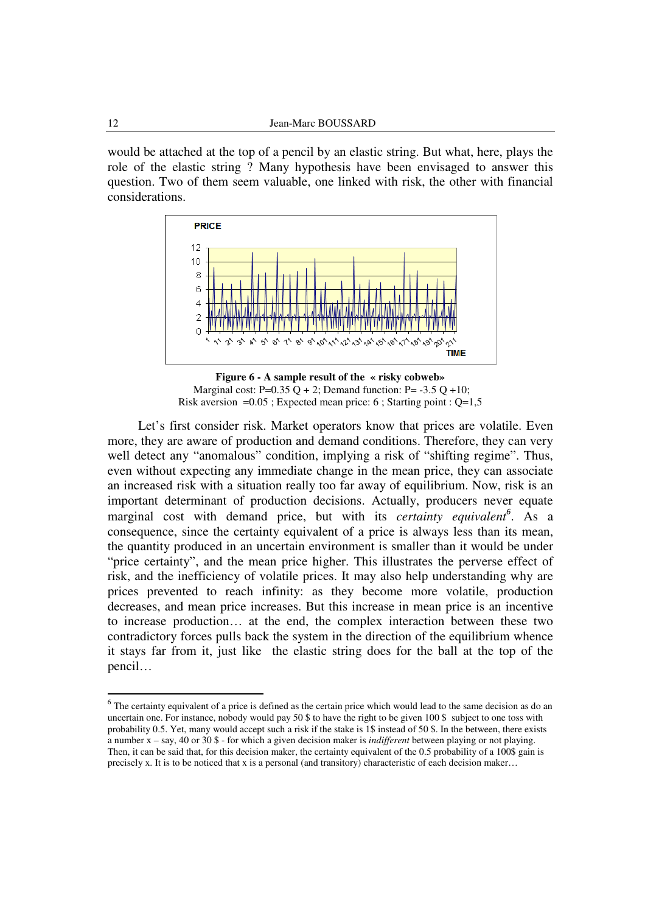would be attached at the top of a pencil by an elastic string. But what, here, plays the role of the elastic string ? Many hypothesis have been envisaged to answer this question. Two of them seem valuable, one linked with risk, the other with financial considerations.

**Figure 6 - A sample result of the « risky cobweb»**
Marginal cost: P=0.35 Q + 2; Demand function: P= -3.5 Q +10;
Risk aversion =0.05 ; Expected mean price: 6 ; Starting point : Q=1,5

Let's first consider risk. Market operators know that prices are volatile. Even more, they are aware of production and demand conditions. Therefore, they can very well detect any "anomalous" condition, implying a risk of "shifting regime". Thus, even without expecting any immediate change in the mean price, they can associate an increased risk with a situation really too far away of equilibrium. Now, risk is an important determinant of production decisions. Actually, producers never equate marginal cost with demand price, but with its *certainty equivalent*[6]. As a consequence, since the certainty equivalent of a price is always less than its mean, the quantity produced in an uncertain environment is smaller than it would be under "price certainty", and the mean price higher. This illustrates the perverse effect of risk, and the inefficiency of volatile prices. It may also help understanding why are prices prevented to reach infinity: as they become more volatile, production decreases, and mean price increases. But this increase in mean price is an incentive to increase production… at the end, the complex interaction between these two contradictory forces pulls back the system in the direction of the equilibrium whence it stays far from it, just like the elastic string does for the ball at the top of the pencil…

[6] The certainty equivalent of a price is defined as the certain price which would lead to the same decision as do an uncertain one. For instance, nobody would pay 50 $ to have the right to be given 100 $ subject to one toss with probability 0.5. Yet, many would accept such a risk if the stake is 1$ instead of 50 $. In the between, there exists a number x – say, 40 or 30 $ - for which a given decision maker is *indifferent* between playing or not playing. Then, it can be said that, for this decision maker, the certainty equivalent of the 0.5 probability of a 100$ gain is precisely x. It is to be noticed that x is a personal (and transitory) characteristic of each decision maker…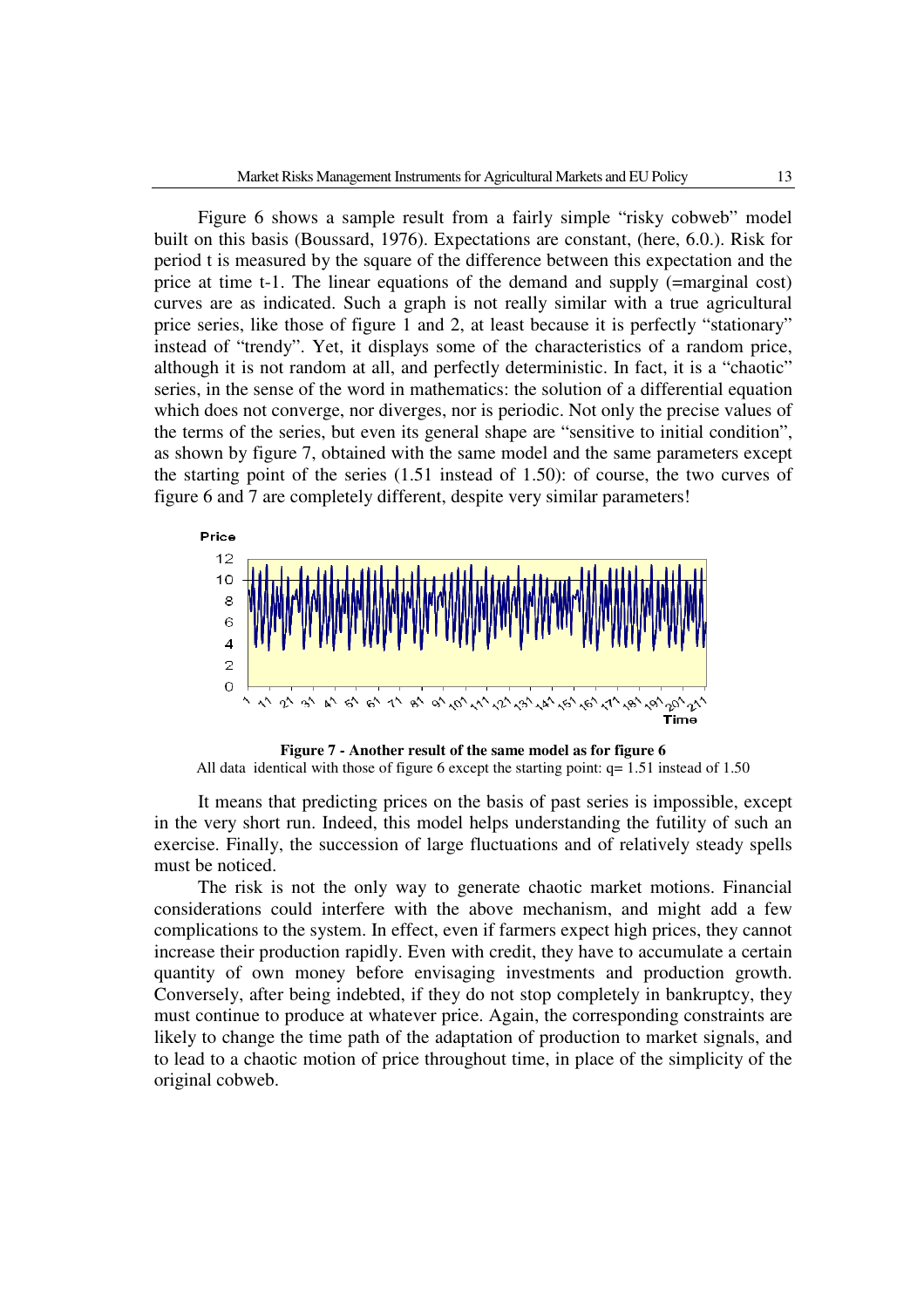Figure 6 shows a sample result from a fairly simple "risky cobweb" model built on this basis (Boussard, 1976). Expectations are constant, (here, 6.0.). Risk for period t is measured by the square of the difference between this expectation and the price at time t-1. The linear equations of the demand and supply (=marginal cost) curves are as indicated. Such a graph is not really similar with a true agricultural price series, like those of figure 1 and 2, at least because it is perfectly "stationary" instead of "trendy". Yet, it displays some of the characteristics of a random price, although it is not random at all, and perfectly deterministic. In fact, it is a "chaotic" series, in the sense of the word in mathematics: the solution of a differential equation which does not converge, nor diverges, nor is periodic. Not only the precise values of the terms of the series, but even its general shape are "sensitive to initial condition", as shown by figure 7, obtained with the same model and the same parameters except the starting point of the series (1.51 instead of 1.50): of course, the two curves of figure 6 and 7 are completely different, despite very similar parameters!

**Figure 7 - Another result of the same model as for figure 6**

All data identical with those of figure 6 except the starting point: q= 1.51 instead of 1.50

It means that predicting prices on the basis of past series is impossible, except in the very short run. Indeed, this model helps understanding the futility of such an exercise. Finally, the succession of large fluctuations and of relatively steady spells must be noticed.

The risk is not the only way to generate chaotic market motions. Financial considerations could interfere with the above mechanism, and might add a few complications to the system. In effect, even if farmers expect high prices, they cannot increase their production rapidly. Even with credit, they have to accumulate a certain quantity of own money before envisaging investments and production growth. Conversely, after being indebted, if they do not stop completely in bankruptcy, they must continue to produce at whatever price. Again, the corresponding constraints are likely to change the time path of the adaptation of production to market signals, and to lead to a chaotic motion of price throughout time, in place of the simplicity of the original cobweb.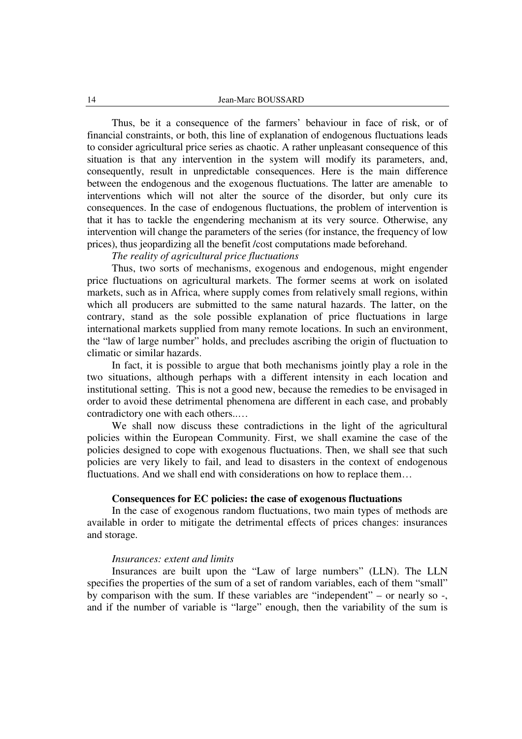Thus, be it a consequence of the farmers' behaviour in face of risk, or of financial constraints, or both, this line of explanation of endogenous fluctuations leads to consider agricultural price series as chaotic. A rather unpleasant consequence of this situation is that any intervention in the system will modify its parameters, and, consequently, result in unpredictable consequences. Here is the main difference between the endogenous and the exogenous fluctuations. The latter are amenable to interventions which will not alter the source of the disorder, but only cure its consequences. In the case of endogenous fluctuations, the problem of intervention is that it has to tackle the engendering mechanism at its very source. Otherwise, any intervention will change the parameters of the series (for instance, the frequency of low prices), thus jeopardizing all the benefit /cost computations made beforehand.

*The reality of agricultural price fluctuations*

Thus, two sorts of mechanisms, exogenous and endogenous, might engender price fluctuations on agricultural markets. The former seems at work on isolated markets, such as in Africa, where supply comes from relatively small regions, within which all producers are submitted to the same natural hazards. The latter, on the contrary, stand as the sole possible explanation of price fluctuations in large international markets supplied from many remote locations. In such an environment, the "law of large number" holds, and precludes ascribing the origin of fluctuation to climatic or similar hazards.

In fact, it is possible to argue that both mechanisms jointly play a role in the two situations, although perhaps with a different intensity in each location and institutional setting. This is not a good new, because the remedies to be envisaged in order to avoid these detrimental phenomena are different in each case, and probably contradictory one with each others..…

We shall now discuss these contradictions in the light of the agricultural policies within the European Community. First, we shall examine the case of the policies designed to cope with exogenous fluctuations. Then, we shall see that such policies are very likely to fail, and lead to disasters in the context of endogenous fluctuations. And we shall end with considerations on how to replace them…

## Consequences for EC policies: the case of exogenous fluctuations

In the case of exogenous random fluctuations, two main types of methods are available in order to mitigate the detrimental effects of prices changes: insurances and storage.

*Insurances: extent and limits*

Insurances are built upon the "Law of large numbers" (LLN). The LLN specifies the properties of the sum of a set of random variables, each of them "small" by comparison with the sum. If these variables are "independent" – or nearly so -, and if the number of variable is "large" enough, then the variability of the sum is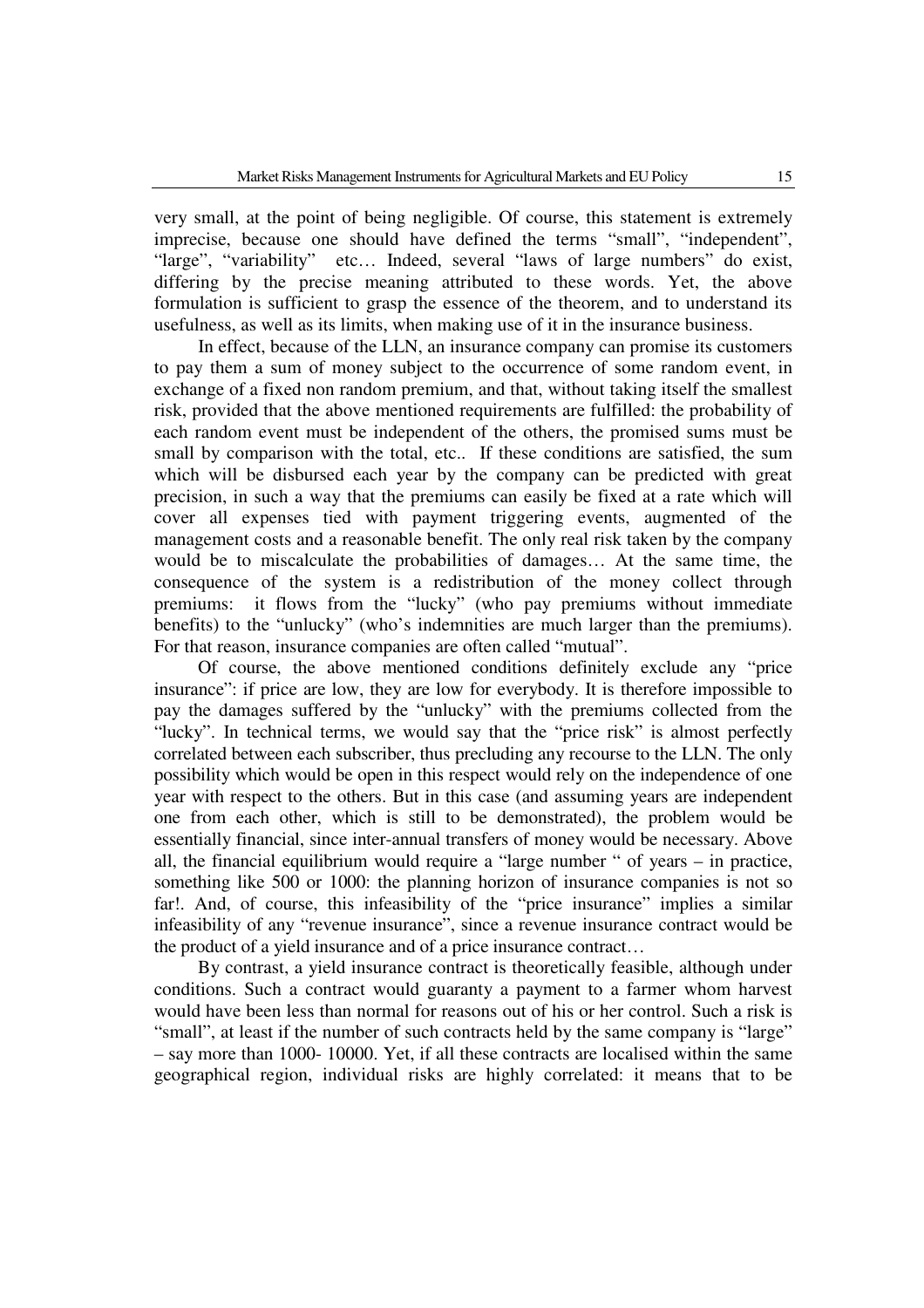very small, at the point of being negligible. Of course, this statement is extremely imprecise, because one should have defined the terms "small", "independent", "large", "variability" etc… Indeed, several "laws of large numbers" do exist, differing by the precise meaning attributed to these words. Yet, the above formulation is sufficient to grasp the essence of the theorem, and to understand its usefulness, as well as its limits, when making use of it in the insurance business.

In effect, because of the LLN, an insurance company can promise its customers to pay them a sum of money subject to the occurrence of some random event, in exchange of a fixed non random premium, and that, without taking itself the smallest risk, provided that the above mentioned requirements are fulfilled: the probability of each random event must be independent of the others, the promised sums must be small by comparison with the total, etc.. If these conditions are satisfied, the sum which will be disbursed each year by the company can be predicted with great precision, in such a way that the premiums can easily be fixed at a rate which will cover all expenses tied with payment triggering events, augmented of the management costs and a reasonable benefit. The only real risk taken by the company would be to miscalculate the probabilities of damages… At the same time, the consequence of the system is a redistribution of the money collect through premiums: it flows from the "lucky" (who pay premiums without immediate benefits) to the "unlucky" (who's indemnities are much larger than the premiums). For that reason, insurance companies are often called "mutual".

Of course, the above mentioned conditions definitely exclude any "price insurance": if price are low, they are low for everybody. It is therefore impossible to pay the damages suffered by the "unlucky" with the premiums collected from the "lucky". In technical terms, we would say that the "price risk" is almost perfectly correlated between each subscriber, thus precluding any recourse to the LLN. The only possibility which would be open in this respect would rely on the independence of one year with respect to the others. But in this case (and assuming years are independent one from each other, which is still to be demonstrated), the problem would be essentially financial, since inter-annual transfers of money would be necessary. Above all, the financial equilibrium would require a "large number " of years – in practice, something like 500 or 1000: the planning horizon of insurance companies is not so far!. And, of course, this infeasibility of the "price insurance" implies a similar infeasibility of any "revenue insurance", since a revenue insurance contract would be the product of a yield insurance and of a price insurance contract…

By contrast, a yield insurance contract is theoretically feasible, although under conditions. Such a contract would guaranty a payment to a farmer whom harvest would have been less than normal for reasons out of his or her control. Such a risk is "small", at least if the number of such contracts held by the same company is "large" – say more than 1000- 10000. Yet, if all these contracts are localised within the same geographical region, individual risks are highly correlated: it means that to be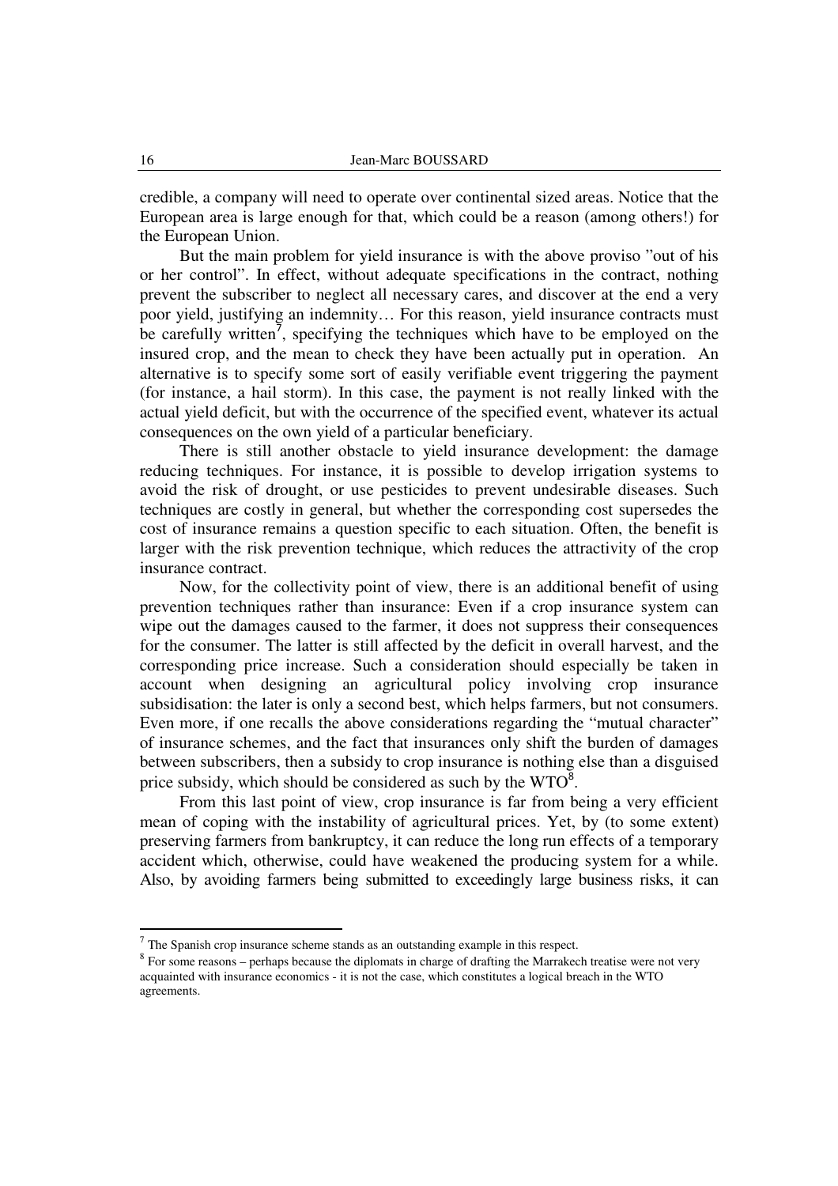credible, a company will need to operate over continental sized areas. Notice that the European area is large enough for that, which could be a reason (among others!) for the European Union.

But the main problem for yield insurance is with the above proviso "out of his or her control". In effect, without adequate specifications in the contract, nothing prevent the subscriber to neglect all necessary cares, and discover at the end a very poor yield, justifying an indemnity… For this reason, yield insurance contracts must be carefully written[7], specifying the techniques which have to be employed on the insured crop, and the mean to check they have been actually put in operation. An alternative is to specify some sort of easily verifiable event triggering the payment (for instance, a hail storm). In this case, the payment is not really linked with the actual yield deficit, but with the occurrence of the specified event, whatever its actual consequences on the own yield of a particular beneficiary.

There is still another obstacle to yield insurance development: the damage reducing techniques. For instance, it is possible to develop irrigation systems to avoid the risk of drought, or use pesticides to prevent undesirable diseases. Such techniques are costly in general, but whether the corresponding cost supersedes the cost of insurance remains a question specific to each situation. Often, the benefit is larger with the risk prevention technique, which reduces the attractivity of the crop insurance contract.

Now, for the collectivity point of view, there is an additional benefit of using prevention techniques rather than insurance: Even if a crop insurance system can wipe out the damages caused to the farmer, it does not suppress their consequences for the consumer. The latter is still affected by the deficit in overall harvest, and the corresponding price increase. Such a consideration should especially be taken in account when designing an agricultural policy involving crop insurance subsidisation: the later is only a second best, which helps farmers, but not consumers. Even more, if one recalls the above considerations regarding the "mutual character" of insurance schemes, and the fact that insurances only shift the burden of damages between subscribers, then a subsidy to crop insurance is nothing else than a disguised price subsidy, which should be considered as such by the WTO[8].

From this last point of view, crop insurance is far from being a very efficient mean of coping with the instability of agricultural prices. Yet, by (to some extent) preserving farmers from bankruptcy, it can reduce the long run effects of a temporary accident which, otherwise, could have weakened the producing system for a while. Also, by avoiding farmers being submitted to exceedingly large business risks, it can

---

[7] The Spanish crop insurance scheme stands as an outstanding example in this respect.

[8] For some reasons – perhaps because the diplomats in charge of drafting the Marrakech treatise were not very acquainted with insurance economics - it is not the case, which constitutes a logical breach in the WTO agreements.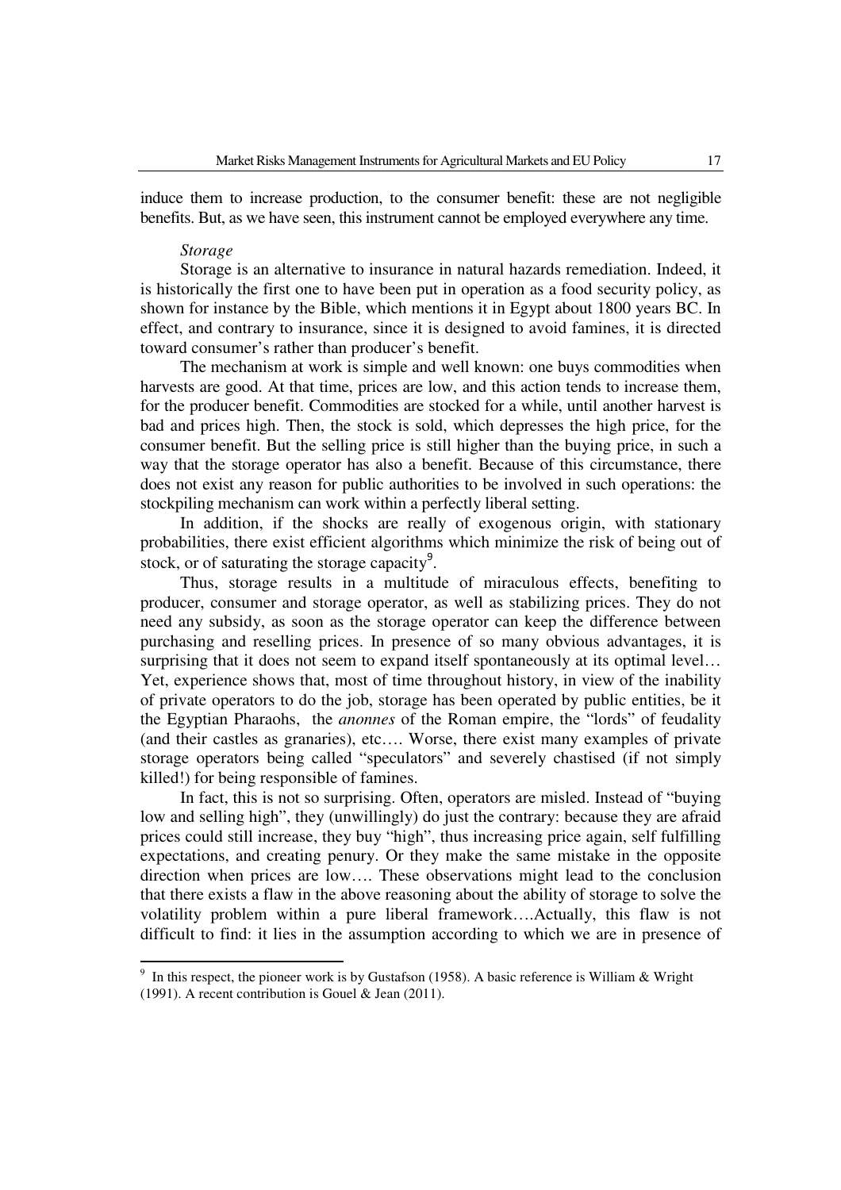induce them to increase production, to the consumer benefit: these are not negligible benefits. But, as we have seen, this instrument cannot be employed everywhere any time.

*Storage*

Storage is an alternative to insurance in natural hazards remediation. Indeed, it is historically the first one to have been put in operation as a food security policy, as shown for instance by the Bible, which mentions it in Egypt about 1800 years BC. In effect, and contrary to insurance, since it is designed to avoid famines, it is directed toward consumer's rather than producer's benefit.

The mechanism at work is simple and well known: one buys commodities when harvests are good. At that time, prices are low, and this action tends to increase them, for the producer benefit. Commodities are stocked for a while, until another harvest is bad and prices high. Then, the stock is sold, which depresses the high price, for the consumer benefit. But the selling price is still higher than the buying price, in such a way that the storage operator has also a benefit. Because of this circumstance, there does not exist any reason for public authorities to be involved in such operations: the stockpiling mechanism can work within a perfectly liberal setting.

In addition, if the shocks are really of exogenous origin, with stationary probabilities, there exist efficient algorithms which minimize the risk of being out of stock, or of saturating the storage capacity[9].

Thus, storage results in a multitude of miraculous effects, benefiting to producer, consumer and storage operator, as well as stabilizing prices. They do not need any subsidy, as soon as the storage operator can keep the difference between purchasing and reselling prices. In presence of so many obvious advantages, it is surprising that it does not seem to expand itself spontaneously at its optimal level… Yet, experience shows that, most of time throughout history, in view of the inability of private operators to do the job, storage has been operated by public entities, be it the Egyptian Pharaohs, the *anonnes* of the Roman empire, the "lords" of feudality (and their castles as granaries), etc…. Worse, there exist many examples of private storage operators being called "speculators" and severely chastised (if not simply killed!) for being responsible of famines.

In fact, this is not so surprising. Often, operators are misled. Instead of "buying low and selling high", they (unwillingly) do just the contrary: because they are afraid prices could still increase, they buy "high", thus increasing price again, self fulfilling expectations, and creating penury. Or they make the same mistake in the opposite direction when prices are low…. These observations might lead to the conclusion that there exists a flaw in the above reasoning about the ability of storage to solve the volatility problem within a pure liberal framework….Actually, this flaw is not difficult to find: it lies in the assumption according to which we are in presence of

---

[9] In this respect, the pioneer work is by Gustafson (1958). A basic reference is William & Wright (1991). A recent contribution is Gouel & Jean (2011).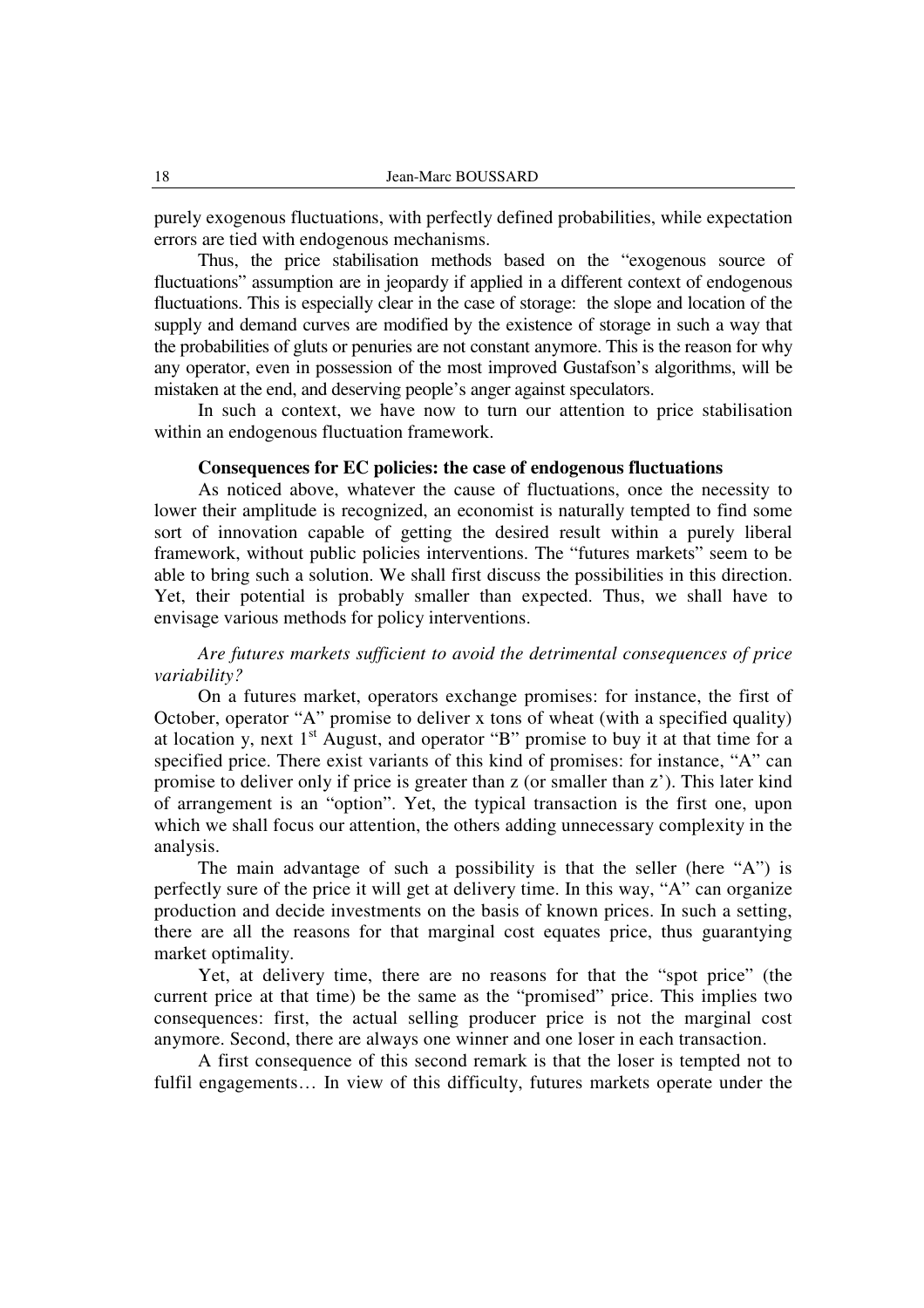purely exogenous fluctuations, with perfectly defined probabilities, while expectation errors are tied with endogenous mechanisms.

Thus, the price stabilisation methods based on the "exogenous source of fluctuations" assumption are in jeopardy if applied in a different context of endogenous fluctuations. This is especially clear in the case of storage: the slope and location of the supply and demand curves are modified by the existence of storage in such a way that the probabilities of gluts or penuries are not constant anymore. This is the reason for why any operator, even in possession of the most improved Gustafson's algorithms, will be mistaken at the end, and deserving people's anger against speculators.

In such a context, we have now to turn our attention to price stabilisation within an endogenous fluctuation framework.

### Consequences for EC policies: the case of endogenous fluctuations

As noticed above, whatever the cause of fluctuations, once the necessity to lower their amplitude is recognized, an economist is naturally tempted to find some sort of innovation capable of getting the desired result within a purely liberal framework, without public policies interventions. The "futures markets" seem to be able to bring such a solution. We shall first discuss the possibilities in this direction. Yet, their potential is probably smaller than expected. Thus, we shall have to envisage various methods for policy interventions.

#### *Are futures markets sufficient to avoid the detrimental consequences of price variability?*

On a futures market, operators exchange promises: for instance, the first of October, operator "A" promise to deliver x tons of wheat (with a specified quality) at location y, next 1st August, and operator "B" promise to buy it at that time for a specified price. There exist variants of this kind of promises: for instance, "A" can promise to deliver only if price is greater than z (or smaller than z'). This later kind of arrangement is an "option". Yet, the typical transaction is the first one, upon which we shall focus our attention, the others adding unnecessary complexity in the analysis.

The main advantage of such a possibility is that the seller (here "A") is perfectly sure of the price it will get at delivery time. In this way, "A" can organize production and decide investments on the basis of known prices. In such a setting, there are all the reasons for that marginal cost equates price, thus guarantying market optimality.

Yet, at delivery time, there are no reasons for that the "spot price" (the current price at that time) be the same as the "promised" price. This implies two consequences: first, the actual selling producer price is not the marginal cost anymore. Second, there are always one winner and one loser in each transaction.

A first consequence of this second remark is that the loser is tempted not to fulfil engagements… In view of this difficulty, futures markets operate under the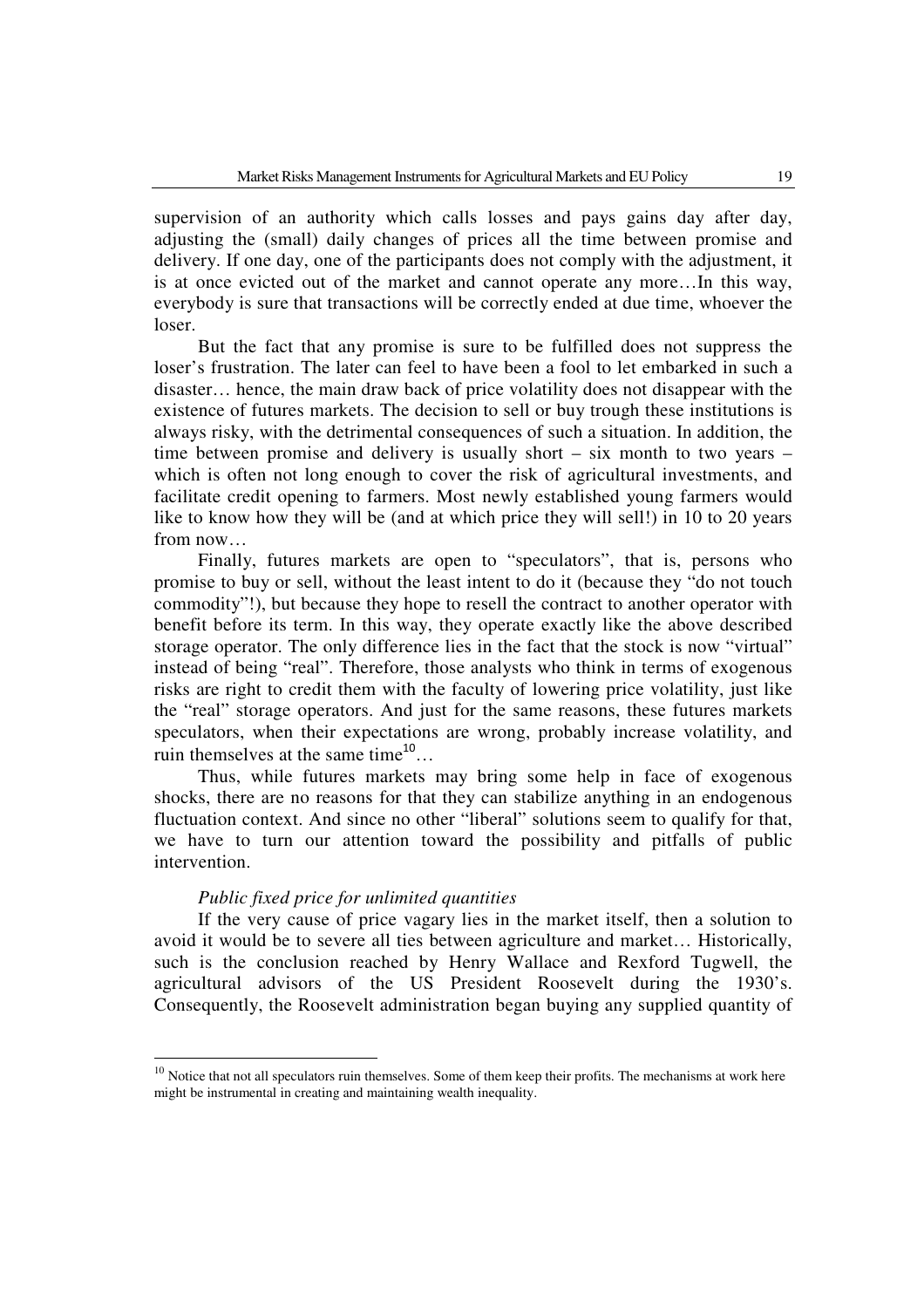supervision of an authority which calls losses and pays gains day after day, adjusting the (small) daily changes of prices all the time between promise and delivery. If one day, one of the participants does not comply with the adjustment, it is at once evicted out of the market and cannot operate any more…In this way, everybody is sure that transactions will be correctly ended at due time, whoever the loser.

But the fact that any promise is sure to be fulfilled does not suppress the loser's frustration. The later can feel to have been a fool to let embarked in such a disaster… hence, the main draw back of price volatility does not disappear with the existence of futures markets. The decision to sell or buy trough these institutions is always risky, with the detrimental consequences of such a situation. In addition, the time between promise and delivery is usually short – six month to two years – which is often not long enough to cover the risk of agricultural investments, and facilitate credit opening to farmers. Most newly established young farmers would like to know how they will be (and at which price they will sell!) in 10 to 20 years from now…

Finally, futures markets are open to "speculators", that is, persons who promise to buy or sell, without the least intent to do it (because they "do not touch commodity"!), but because they hope to resell the contract to another operator with benefit before its term. In this way, they operate exactly like the above described storage operator. The only difference lies in the fact that the stock is now "virtual" instead of being "real". Therefore, those analysts who think in terms of exogenous risks are right to credit them with the faculty of lowering price volatility, just like the "real" storage operators. And just for the same reasons, these futures markets speculators, when their expectations are wrong, probably increase volatility, and ruin themselves at the same time[10]…

Thus, while futures markets may bring some help in face of exogenous shocks, there are no reasons for that they can stabilize anything in an endogenous fluctuation context. And since no other "liberal" solutions seem to qualify for that, we have to turn our attention toward the possibility and pitfalls of public intervention.

*Public fixed price for unlimited quantities*

If the very cause of price vagary lies in the market itself, then a solution to avoid it would be to severe all ties between agriculture and market… Historically, such is the conclusion reached by Henry Wallace and Rexford Tugwell, the agricultural advisors of the US President Roosevelt during the 1930's. Consequently, the Roosevelt administration began buying any supplied quantity of

[10] Notice that not all speculators ruin themselves. Some of them keep their profits. The mechanisms at work here might be instrumental in creating and maintaining wealth inequality.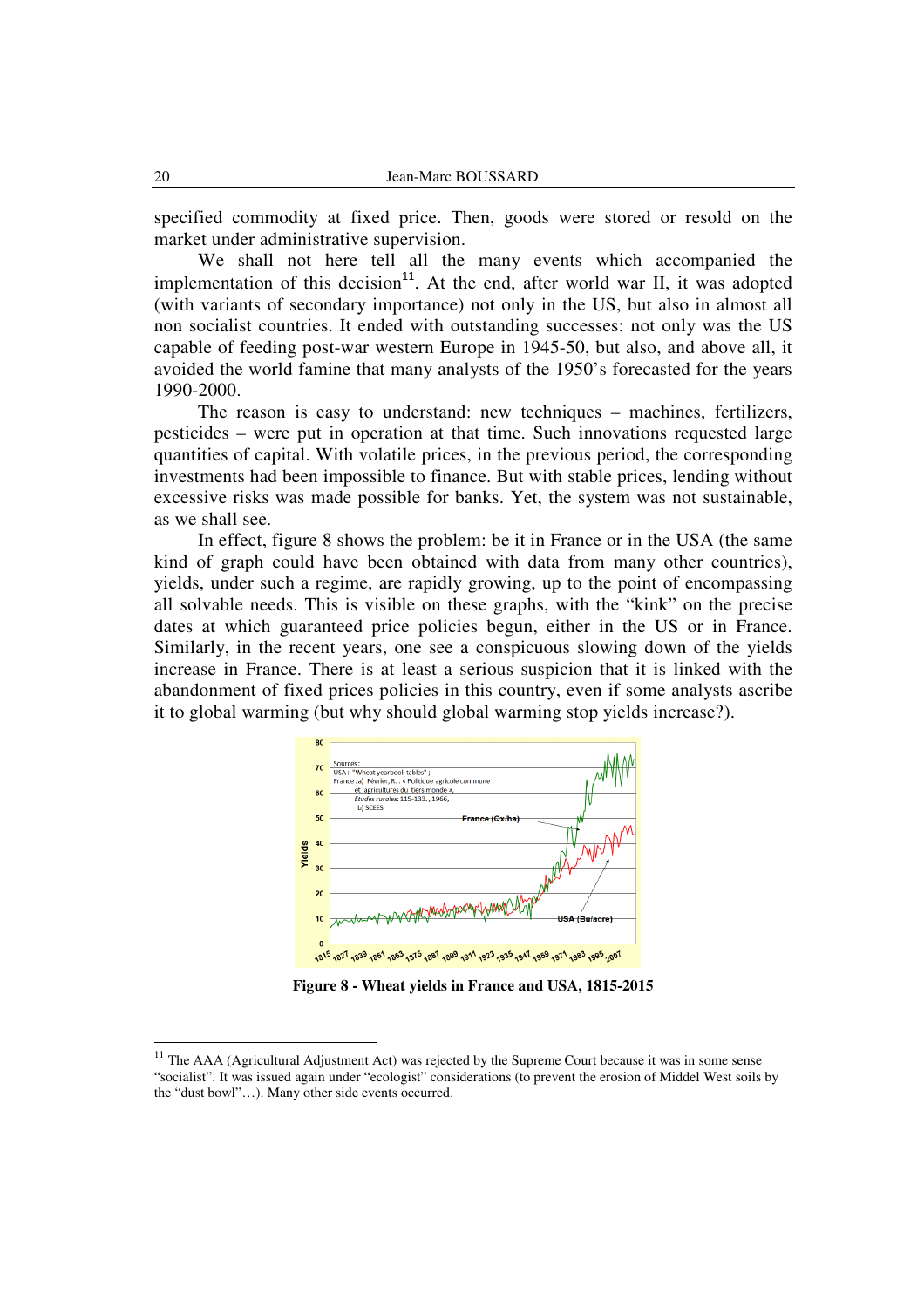specified commodity at fixed price. Then, goods were stored or resold on the market under administrative supervision.

We shall not here tell all the many events which accompanied the implementation of this decision[11]. At the end, after world war II, it was adopted (with variants of secondary importance) not only in the US, but also in almost all non socialist countries. It ended with outstanding successes: not only was the US capable of feeding post-war western Europe in 1945-50, but also, and above all, it avoided the world famine that many analysts of the 1950's forecasted for the years 1990-2000.

The reason is easy to understand: new techniques – machines, fertilizers, pesticides – were put in operation at that time. Such innovations requested large quantities of capital. With volatile prices, in the previous period, the corresponding investments had been impossible to finance. But with stable prices, lending without excessive risks was made possible for banks. Yet, the system was not sustainable, as we shall see.

In effect, figure 8 shows the problem: be it in France or in the USA (the same kind of graph could have been obtained with data from many other countries), yields, under such a regime, are rapidly growing, up to the point of encompassing all solvable needs. This is visible on these graphs, with the "kink" on the precise dates at which guaranteed price policies begun, either in the US or in France. Similarly, in the recent years, one see a conspicuous slowing down of the yields increase in France. There is at least a serious suspicion that it is linked with the abandonment of fixed prices policies in this country, even if some analysts ascribe it to global warming (but why should global warming stop yields increase?).

**Figure 8 - Wheat yields in France and USA, 1815-2015**

[11] The AAA (Agricultural Adjustment Act) was rejected by the Supreme Court because it was in some sense "socialist". It was issued again under "ecologist" considerations (to prevent the erosion of Middel West soils by the "dust bowl"…). Many other side events occurred.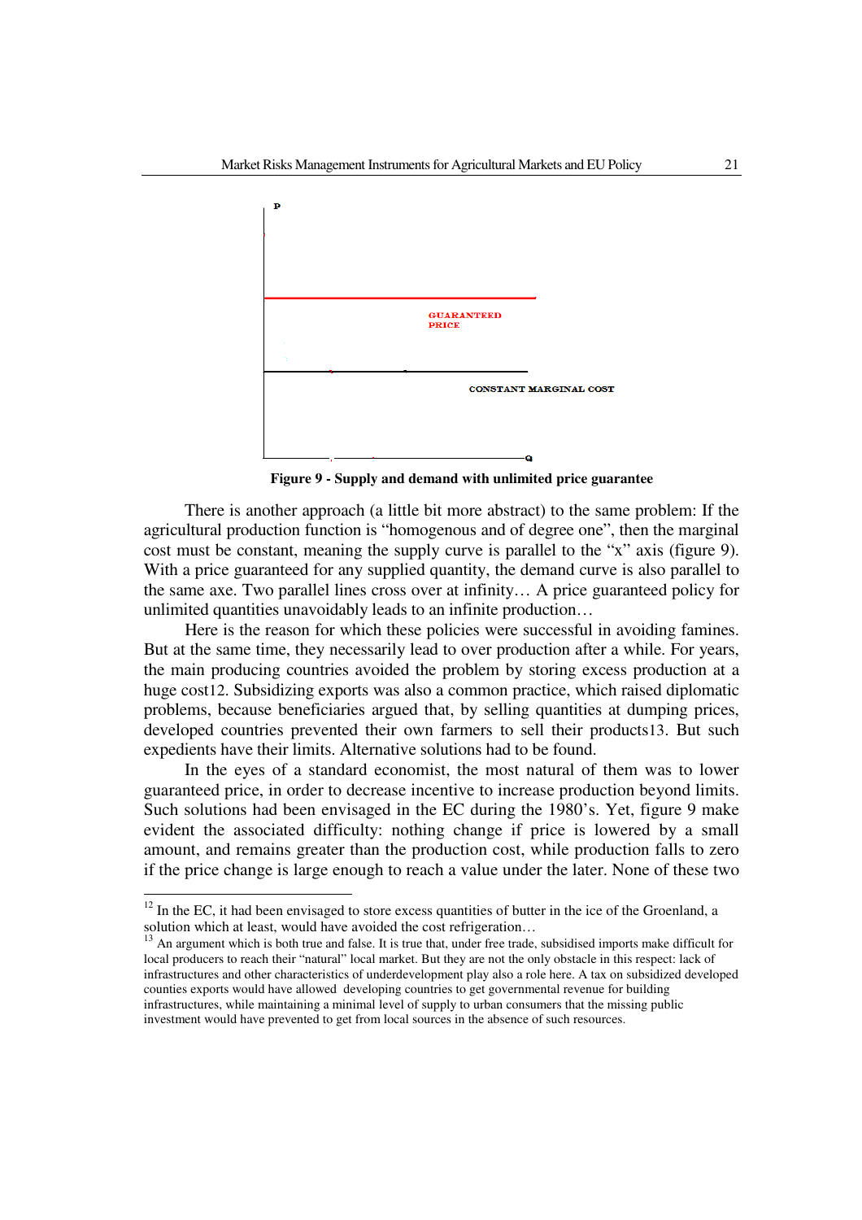P

GUARANTEED PRICE

CONSTANT MARGINAL COST

Q

**Figure 9 - Supply and demand with unlimited price guarantee**

There is another approach (a little bit more abstract) to the same problem: If the agricultural production function is "homogenous and of degree one", then the marginal cost must be constant, meaning the supply curve is parallel to the "x" axis (figure 9). With a price guaranteed for any supplied quantity, the demand curve is also parallel to the same axe. Two parallel lines cross over at infinity… A price guaranteed policy for unlimited quantities unavoidably leads to an infinite production…

Here is the reason for which these policies were successful in avoiding famines. But at the same time, they necessarily lead to over production after a while. For years, the main producing countries avoided the problem by storing excess production at a huge cost12. Subsidizing exports was also a common practice, which raised diplomatic problems, because beneficiaries argued that, by selling quantities at dumping prices, developed countries prevented their own farmers to sell their products13. But such expedients have their limits. Alternative solutions had to be found.

In the eyes of a standard economist, the most natural of them was to lower guaranteed price, in order to decrease incentive to increase production beyond limits. Such solutions had been envisaged in the EC during the 1980's. Yet, figure 9 make evident the associated difficulty: nothing change if price is lowered by a small amount, and remains greater than the production cost, while production falls to zero if the price change is large enough to reach a value under the later. None of these two

---

[12] In the EC, it had been envisaged to store excess quantities of butter in the ice of the Groenland, a solution which at least, would have avoided the cost refrigeration…

[13] An argument which is both true and false. It is true that, under free trade, subsidised imports make difficult for local producers to reach their "natural" local market. But they are not the only obstacle in this respect: lack of infrastructures and other characteristics of underdevelopment play also a role here. A tax on subsidized developed counties exports would have allowed developing countries to get governmental revenue for building infrastructures, while maintaining a minimal level of supply to urban consumers that the missing public investment would have prevented to get from local sources in the absence of such resources.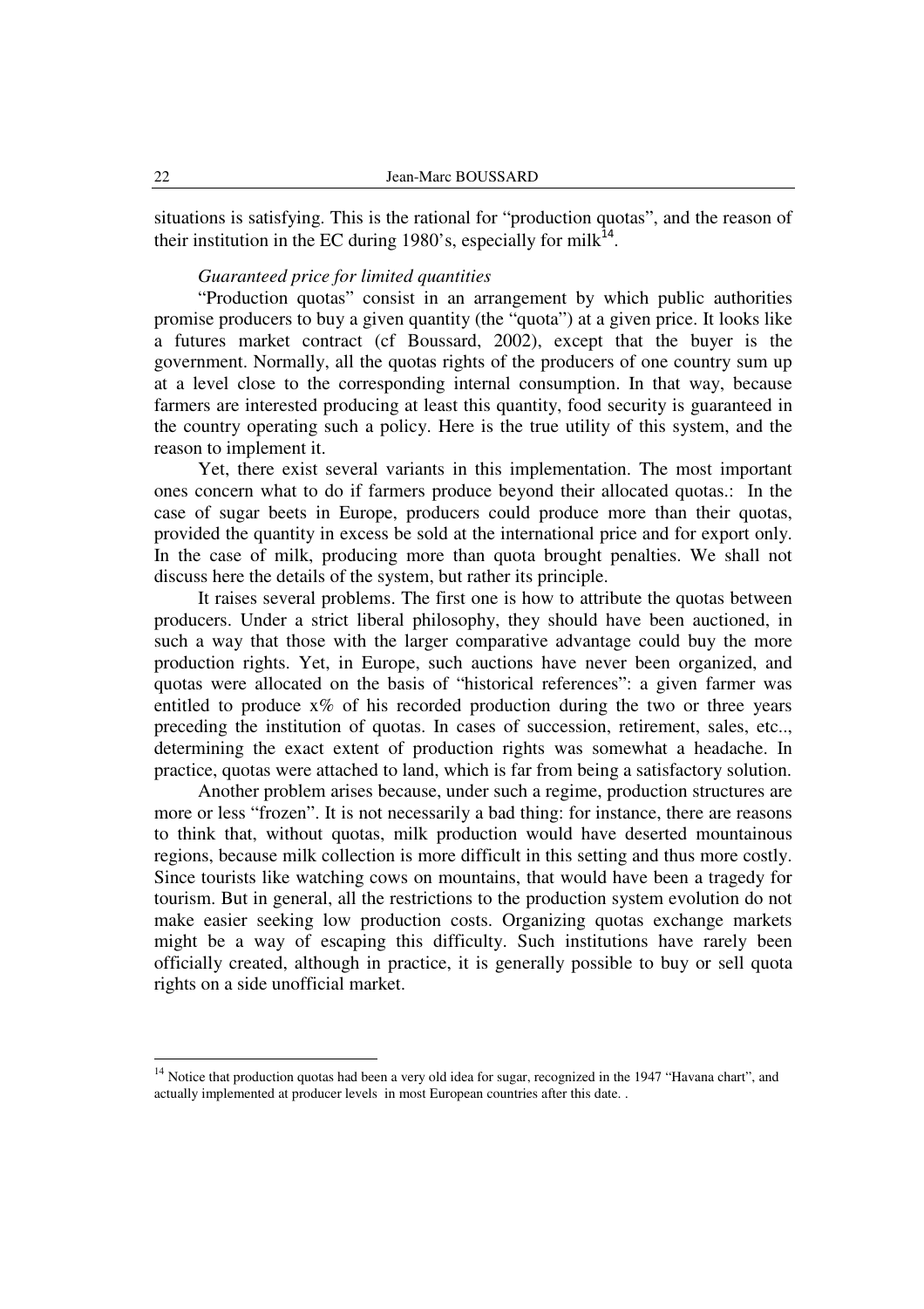situations is satisfying. This is the rational for "production quotas", and the reason of their institution in the EC during 1980's, especially for milk[14].

*Guaranteed price for limited quantities*

"Production quotas" consist in an arrangement by which public authorities promise producers to buy a given quantity (the "quota") at a given price. It looks like a futures market contract (cf Boussard, 2002), except that the buyer is the government. Normally, all the quotas rights of the producers of one country sum up at a level close to the corresponding internal consumption. In that way, because farmers are interested producing at least this quantity, food security is guaranteed in the country operating such a policy. Here is the true utility of this system, and the reason to implement it.

Yet, there exist several variants in this implementation. The most important ones concern what to do if farmers produce beyond their allocated quotas.: In the case of sugar beets in Europe, producers could produce more than their quotas, provided the quantity in excess be sold at the international price and for export only. In the case of milk, producing more than quota brought penalties. We shall not discuss here the details of the system, but rather its principle.

It raises several problems. The first one is how to attribute the quotas between producers. Under a strict liberal philosophy, they should have been auctioned, in such a way that those with the larger comparative advantage could buy the more production rights. Yet, in Europe, such auctions have never been organized, and quotas were allocated on the basis of "historical references": a given farmer was entitled to produce x% of his recorded production during the two or three years preceding the institution of quotas. In cases of succession, retirement, sales, etc.., determining the exact extent of production rights was somewhat a headache. In practice, quotas were attached to land, which is far from being a satisfactory solution.

Another problem arises because, under such a regime, production structures are more or less "frozen". It is not necessarily a bad thing: for instance, there are reasons to think that, without quotas, milk production would have deserted mountainous regions, because milk collection is more difficult in this setting and thus more costly. Since tourists like watching cows on mountains, that would have been a tragedy for tourism. But in general, all the restrictions to the production system evolution do not make easier seeking low production costs. Organizing quotas exchange markets might be a way of escaping this difficulty. Such institutions have rarely been officially created, although in practice, it is generally possible to buy or sell quota rights on a side unofficial market.

---

[14] Notice that production quotas had been a very old idea for sugar, recognized in the 1947 "Havana chart", and actually implemented at producer levels in most European countries after this date. .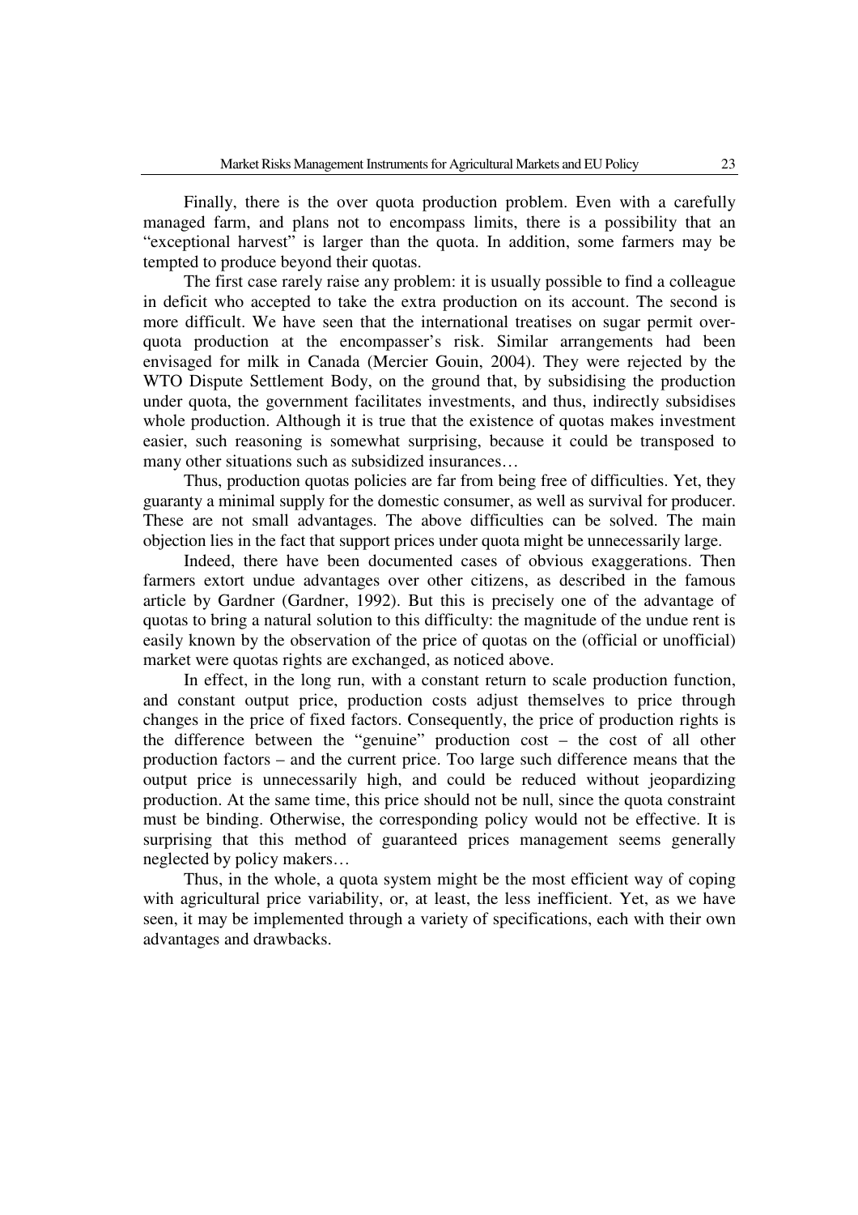Finally, there is the over quota production problem. Even with a carefully managed farm, and plans not to encompass limits, there is a possibility that an "exceptional harvest" is larger than the quota. In addition, some farmers may be tempted to produce beyond their quotas.

The first case rarely raise any problem: it is usually possible to find a colleague in deficit who accepted to take the extra production on its account. The second is more difficult. We have seen that the international treatises on sugar permit over-quota production at the encompasser's risk. Similar arrangements had been envisaged for milk in Canada (Mercier Gouin, 2004). They were rejected by the WTO Dispute Settlement Body, on the ground that, by subsidising the production under quota, the government facilitates investments, and thus, indirectly subsidises whole production. Although it is true that the existence of quotas makes investment easier, such reasoning is somewhat surprising, because it could be transposed to many other situations such as subsidized insurances…

Thus, production quotas policies are far from being free of difficulties. Yet, they guaranty a minimal supply for the domestic consumer, as well as survival for producer. These are not small advantages. The above difficulties can be solved. The main objection lies in the fact that support prices under quota might be unnecessarily large.

Indeed, there have been documented cases of obvious exaggerations. Then farmers extort undue advantages over other citizens, as described in the famous article by Gardner (Gardner, 1992). But this is precisely one of the advantage of quotas to bring a natural solution to this difficulty: the magnitude of the undue rent is easily known by the observation of the price of quotas on the (official or unofficial) market were quotas rights are exchanged, as noticed above.

In effect, in the long run, with a constant return to scale production function, and constant output price, production costs adjust themselves to price through changes in the price of fixed factors. Consequently, the price of production rights is the difference between the "genuine" production cost – the cost of all other production factors – and the current price. Too large such difference means that the output price is unnecessarily high, and could be reduced without jeopardizing production. At the same time, this price should not be null, since the quota constraint must be binding. Otherwise, the corresponding policy would not be effective. It is surprising that this method of guaranteed prices management seems generally neglected by policy makers…

Thus, in the whole, a quota system might be the most efficient way of coping with agricultural price variability, or, at least, the less inefficient. Yet, as we have seen, it may be implemented through a variety of specifications, each with their own advantages and drawbacks.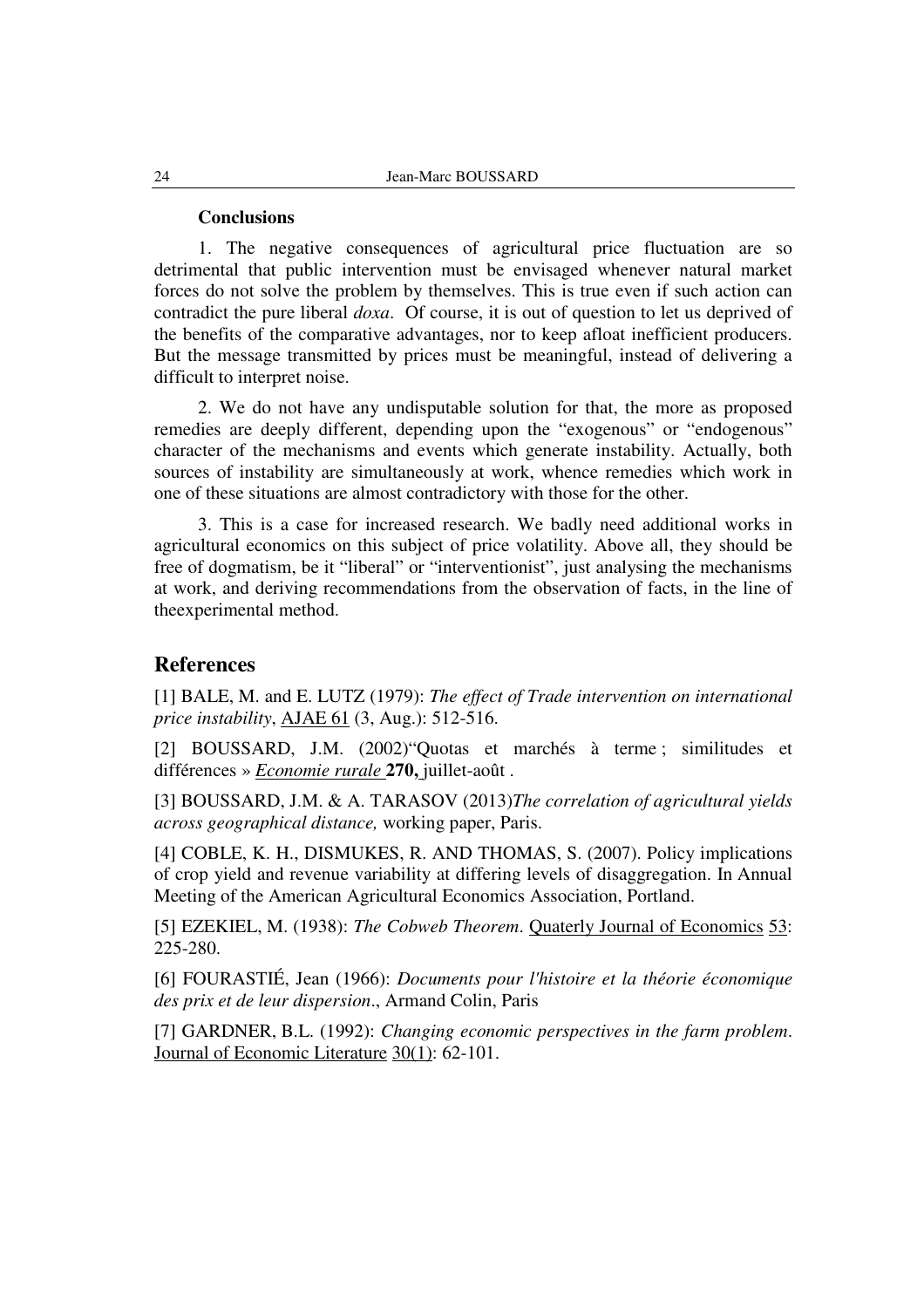**Conclusions**

1. The negative consequences of agricultural price fluctuation are so detrimental that public intervention must be envisaged whenever natural market forces do not solve the problem by themselves. This is true even if such action can contradict the pure liberal *doxa*. Of course, it is out of question to let us deprived of the benefits of the comparative advantages, nor to keep afloat inefficient producers. But the message transmitted by prices must be meaningful, instead of delivering a difficult to interpret noise.

2. We do not have any undisputable solution for that, the more as proposed remedies are deeply different, depending upon the "exogenous" or "endogenous" character of the mechanisms and events which generate instability. Actually, both sources of instability are simultaneously at work, whence remedies which work in one of these situations are almost contradictory with those for the other.

3. This is a case for increased research. We badly need additional works in agricultural economics on this subject of price volatility. Above all, they should be free of dogmatism, be it "liberal" or "interventionist", just analysing the mechanisms at work, and deriving recommendations from the observation of facts, in the line of theexperimental method.

## References

[1] BALE, M. and E. LUTZ (1979): *The effect of Trade intervention on international price instability*, AJAE 61 (3, Aug.): 512-516.

[2] BOUSSARD, J.M. (2002)"Quotas et marchés à terme ; similitudes et différences » *Economie rurale* **270,** juillet-août .

[3] BOUSSARD, J.M. & A. TARASOV (2013)*The correlation of agricultural yields across geographical distance,* working paper, Paris.

[4] COBLE, K. H., DISMUKES, R. AND THOMAS, S. (2007). Policy implications of crop yield and revenue variability at differing levels of disaggregation. In Annual Meeting of the American Agricultural Economics Association, Portland.

[5] EZEKIEL, M. (1938): *The Cobweb Theorem*. Quaterly Journal of Economics 53: 225-280.

[6] FOURASTIÉ, Jean (1966): *Documents pour l'histoire et la théorie économique des prix et de leur dispersion*., Armand Colin, Paris

[7] GARDNER, B.L. (1992): *Changing economic perspectives in the farm problem*. Journal of Economic Literature 30(1): 62-101.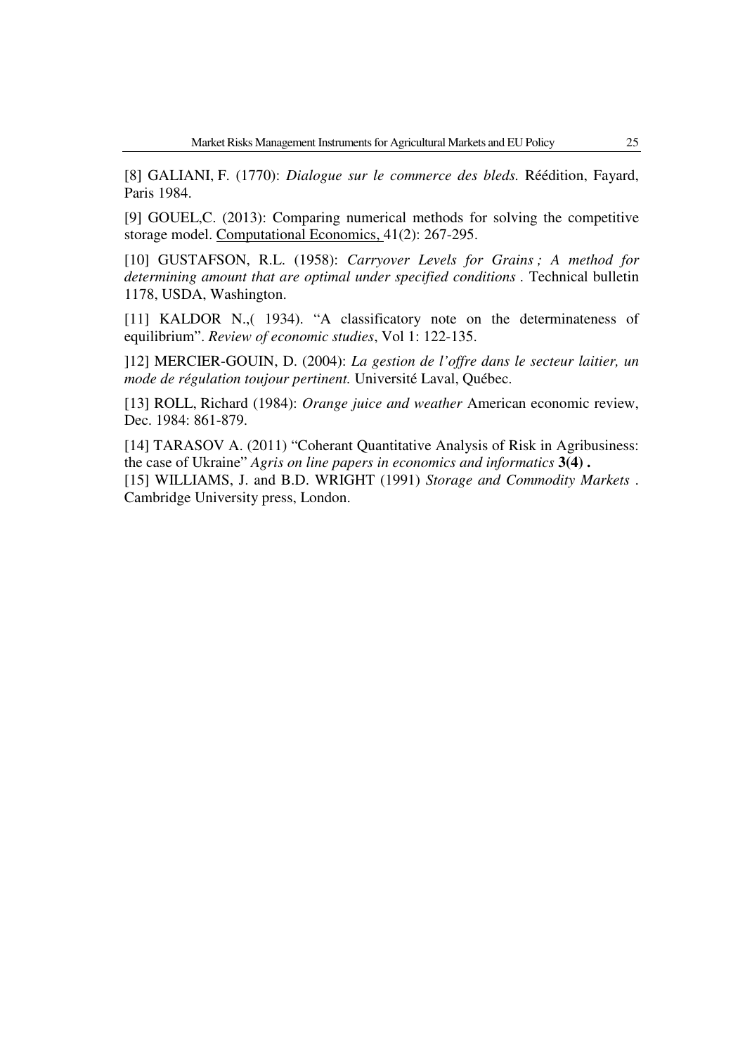[8] GALIANI, F. (1770): *Dialogue sur le commerce des bleds.* Réédition, Fayard, Paris 1984.

[9] GOUEL,C. (2013): Comparing numerical methods for solving the competitive storage model. Computational Economics, 41(2): 267-295.

[10] GUSTAFSON, R.L. (1958): *Carryover Levels for Grains ; A method for determining amount that are optimal under specified conditions* . Technical bulletin 1178, USDA, Washington.

[11] KALDOR N.,( 1934). "A classificatory note on the determinateness of equilibrium". *Review of economic studies*, Vol 1: 122-135.

]12] MERCIER-GOUIN, D. (2004): *La gestion de l'offre dans le secteur laitier, un mode de régulation toujour pertinent.* Université Laval, Québec.

[13] ROLL, Richard (1984): *Orange juice and weather* American economic review, Dec. 1984: 861-879.

[14] TARASOV A. (2011) "Coherant Quantitative Analysis of Risk in Agribusiness: the case of Ukraine" *Agris on line papers in economics and informatics* **3(4) .**

[15] WILLIAMS, J. and B.D. WRIGHT (1991) *Storage and Commodity Markets* . Cambridge University press, London.